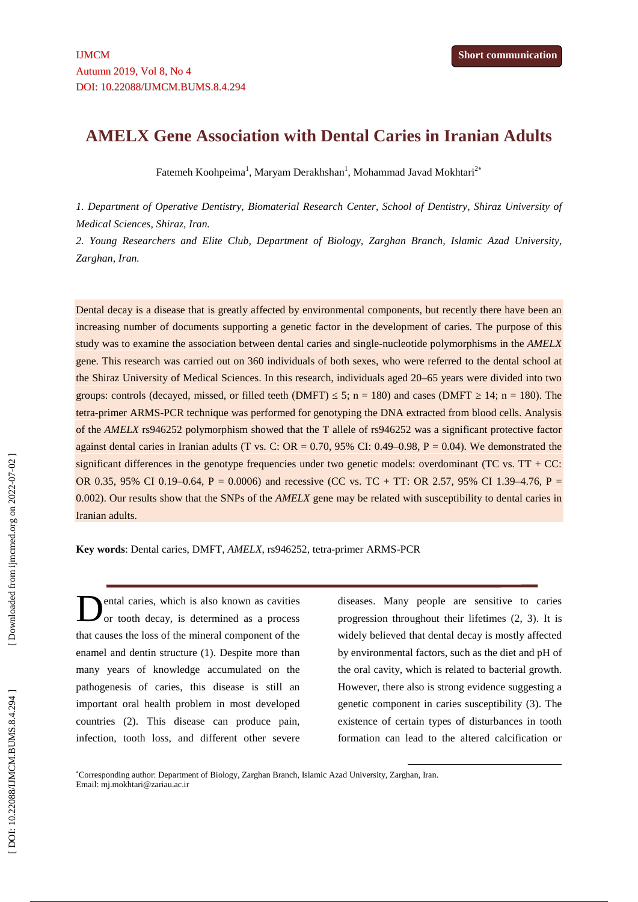Short communication

# AMELX Gene Association with Dental Caries in Iranian Adults

Fatemeh Koohpeima[1], Maryam Derakhshan[1], Mohammad Javad Mokhtari[2*]

*1. Department of Operative Dentistry, Biomaterial Research Center, School of Dentistry, Shiraz University of Medical Sciences, Shiraz, Iran.*

*2. Young Researchers and Elite Club, Department of Biology, Zarghan Branch, Islamic Azad University, Zarghan, Iran.*

Dental decay is a disease that is greatly affected by environmental components, but recently there have been an increasing number of documents supporting a genetic factor in the development of caries. The purpose of this study was to examine the association between dental caries and single-nucleotide polymorphisms in the *AMELX* gene. This research was carried out on 360 individuals of both sexes, who were referred to the dental school at the Shiraz University of Medical Sciences. In this research, individuals aged 20–65 years were divided into two groups: controls (decayed, missed, or filled teeth (DMFT) $\leq 5$; n = 180) and cases (DMFT $\geq 14$; n = 180). The tetra-primer ARMS-PCR technique was performed for genotyping the DNA extracted from blood cells. Analysis of the *AMELX* rs946252 polymorphism showed that the T allele of rs946252 was a significant protective factor against dental caries in Iranian adults (T vs. C: OR = 0.70, 95% CI: 0.49–0.98, P = 0.04). We demonstrated the significant differences in the genotype frequencies under two genetic models: overdominant (TC vs. TT + CC: OR 0.35, 95% CI 0.19–0.64, P = 0.0006) and recessive (CC vs. TC + TT: OR 2.57, 95% CI 1.39–4.76, P = 0.002). Our results show that the SNPs of the *AMELX* gene may be related with susceptibility to dental caries in Iranian adults.

**Key words**: Dental caries, DMFT, *AMELX*, rs946252, tetra-primer ARMS-PCR

Dental caries, which is also known as cavities or tooth decay, is determined as a process that causes the loss of the mineral component of the enamel and dentin structure (1). Despite more than many years of knowledge accumulated on the pathogenesis of caries, this disease is still an important oral health problem in most developed countries (2). This disease can produce pain, infection, tooth loss, and different other severe diseases. Many people are sensitive to caries progression throughout their lifetimes (2, 3). It is widely believed that dental decay is mostly affected by environmental factors, such as the diet and pH of the oral cavity, which is related to bacterial growth. However, there also is strong evidence suggesting a genetic component in caries susceptibility (3). The existence of certain types of disturbances in tooth formation can lead to the altered calcification or

*Corresponding author: Department of Biology, Zarghan Branch, Islamic Azad University, Zarghan, Iran.
Email: mj.mokhtari@zariau.ac.ir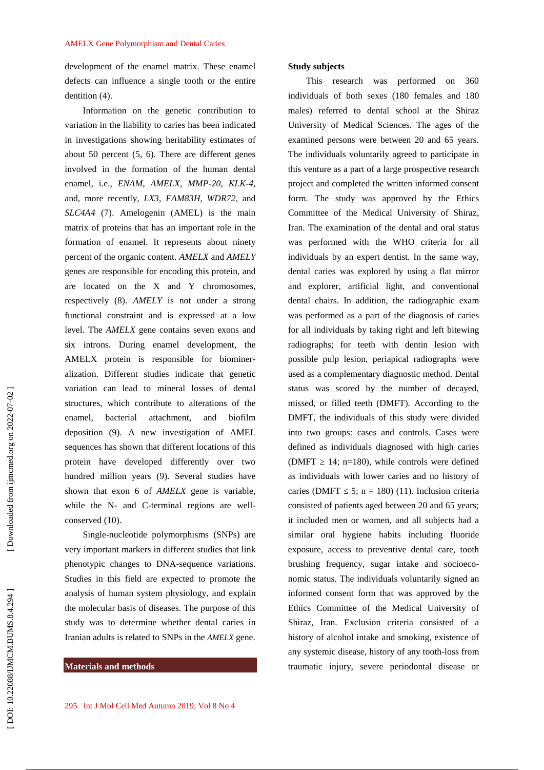development of the enamel matrix. These enamel defects can influence a single tooth or the entire dentition (4).

Information on the genetic contribution to variation in the liability to caries has been indicated in investigations showing heritability estimates of about 50 percent (5, 6). There are different genes involved in the formation of the human dental enamel, i.e., *ENAM*, *AMELX*, *MMP-20*, *KLK-4*, and, more recently, *LX3*, *FAM83H*, *WDR72*, and *SLC4A4* (7). Amelogenin (AMEL) is the main matrix of proteins that has an important role in the formation of enamel. It represents about ninety percent of the organic content. *AMELX* and *AMELY* genes are responsible for encoding this protein, and are located on the X and Y chromosomes, respectively (8). *AMELY* is not under a strong functional constraint and is expressed at a low level. The *AMELX* gene contains seven exons and six introns. During enamel development, the AMELX protein is responsible for biomineralization. Different studies indicate that genetic variation can lead to mineral losses of dental structures, which contribute to alterations of the enamel, bacterial attachment, and biofilm deposition (9). A new investigation of AMEL sequences has shown that different locations of this protein have developed differently over two hundred million years (9). Several studies have shown that exon 6 of *AMELX* gene is variable, while the N- and C-terminal regions are well-conserved (10).

Single-nucleotide polymorphisms (SNPs) are very important markers in different studies that link phenotypic changes to DNA-sequence variations. Studies in this field are expected to promote the analysis of human system physiology, and explain the molecular basis of diseases. The purpose of this study was to determine whether dental caries in Iranian adults is related to SNPs in the *AMELX* gene.

## Materials and methods

### Study subjects

This research was performed on 360 individuals of both sexes (180 females and 180 males) referred to dental school at the Shiraz University of Medical Sciences. The ages of the examined persons were between 20 and 65 years. The individuals voluntarily agreed to participate in this venture as a part of a large prospective research project and completed the written informed consent form. The study was approved by the Ethics Committee of the Medical University of Shiraz, Iran. The examination of the dental and oral status was performed with the WHO criteria for all individuals by an expert dentist. In the same way, dental caries was explored by using a flat mirror and explorer, artificial light, and conventional dental chairs. In addition, the radiographic exam was performed as a part of the diagnosis of caries for all individuals by taking right and left bitewing radiographs; for teeth with dentin lesion with possible pulp lesion, periapical radiographs were used as a complementary diagnostic method. Dental status was scored by the number of decayed, missed, or filled teeth (DMFT). According to the DMFT, the individuals of this study were divided into two groups: cases and controls. Cases were defined as individuals diagnosed with high caries (DMFT $\geq$ 14; n=180), while controls were defined as individuals with lower caries and no history of caries (DMFT $\leq$ 5; n = 180) (11). Inclusion criteria consisted of patients aged between 20 and 65 years; it included men or women, and all subjects had a similar oral hygiene habits including fluoride exposure, access to preventive dental care, tooth brushing frequency, sugar intake and socioeconomic status. The individuals voluntarily signed an informed consent form that was approved by the Ethics Committee of the Medical University of Shiraz, Iran. Exclusion criteria consisted of a history of alcohol intake and smoking, existence of any systemic disease, history of any tooth-loss from traumatic injury, severe periodontal disease or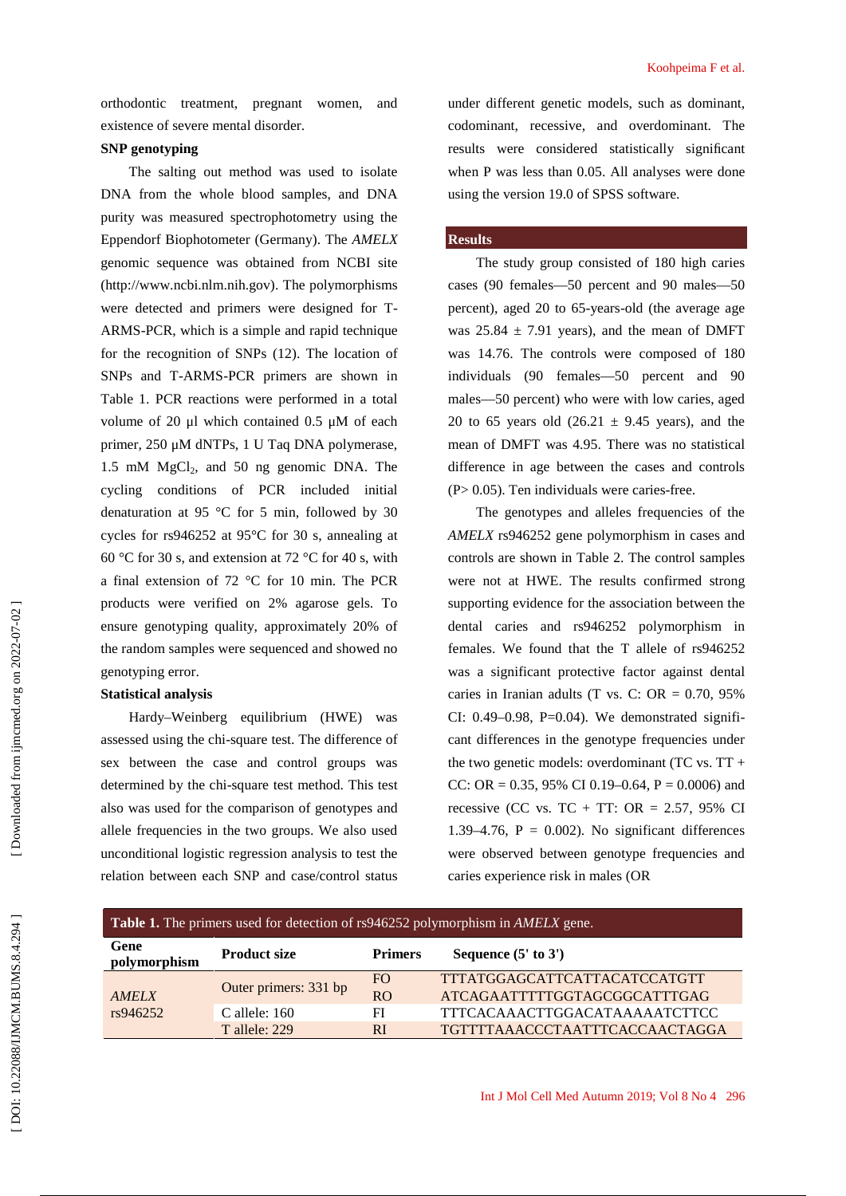orthodontic treatment, pregnant women, and existence of severe mental disorder.

### SNP genotyping

The salting out method was used to isolate DNA from the whole blood samples, and DNA purity was measured spectrophotometry using the Eppendorf Biophotometer (Germany). The *AMELX* genomic sequence was obtained from NCBI site (http://www.ncbi.nlm.nih.gov). The polymorphisms were detected and primers were designed for T-ARMS-PCR, which is a simple and rapid technique for the recognition of SNPs (12). The location of SNPs and T-ARMS-PCR primers are shown in Table 1. PCR reactions were performed in a total volume of 20 µl which contained 0.5 µM of each primer, 250 µM dNTPs, 1 U Taq DNA polymerase, 1.5 mM $MgCl_2$, and 50 ng genomic DNA. The cycling conditions of PCR included initial denaturation at 95 °C for 5 min, followed by 30 cycles for rs946252 at 95°C for 30 s, annealing at 60 °C for 30 s, and extension at 72 °C for 40 s, with a final extension of 72 °C for 10 min. The PCR products were verified on 2% agarose gels. To ensure genotyping quality, approximately 20% of the random samples were sequenced and showed no genotyping error.

### Statistical analysis

Hardy–Weinberg equilibrium (HWE) was assessed using the chi-square test. The difference of sex between the case and control groups was determined by the chi-square test method. This test also was used for the comparison of genotypes and allele frequencies in the two groups. We also used unconditional logistic regression analysis to test the relation between each SNP and case/control status under different genetic models, such as dominant, codominant, recessive, and overdominant. The results were considered statistically significant when P was less than 0.05. All analyses were done using the version 19.0 of SPSS software.

## Results

The study group consisted of 180 high caries cases (90 females—50 percent and 90 males—50 percent), aged 20 to 65-years-old (the average age was 25.84 ± 7.91 years), and the mean of DMFT was 14.76. The controls were composed of 180 individuals (90 females—50 percent and 90 males—50 percent) who were with low caries, aged 20 to 65 years old (26.21 ± 9.45 years), and the mean of DMFT was 4.95. There was no statistical difference in age between the cases and controls (P> 0.05). Ten individuals were caries-free.

The genotypes and alleles frequencies of the *AMELX* rs946252 gene polymorphism in cases and controls are shown in Table 2. The control samples were not at HWE. The results confirmed strong supporting evidence for the association between the dental caries and rs946252 polymorphism in females. We found that the T allele of rs946252 was a significant protective factor against dental caries in Iranian adults (T vs. C: OR = 0.70, 95% CI: 0.49–0.98, P=0.04). We demonstrated significant differences in the genotype frequencies under the two genetic models: overdominant (TC vs. TT + CC: OR = 0.35, 95% CI 0.19–0.64, P = 0.0006) and recessive (CC vs. TC + TT: OR = 2.57, 95% CI 1.39–4.76, P = 0.002). No significant differences were observed between genotype frequencies and caries experience risk in males (OR

**Table 1.** The primers used for detection of rs946252 polymorphism in *AMELX* gene.

| Gene polymorphism | Product size | Primers | Sequence (5' to 3') |
|---|---|---|---|
| *AMELX* rs946252 | Outer primers: 331 bp | FO | TTTATGGAGCATTCATTACATCCATGTT |
| | | RO | ATCAGAATTTTTGGTAGCGGCATTTGAG |
| | C allele: 160 | FI | TTTCACAAACTTGGACATAAAAATCTTCC |
| | T allele: 229 | RI | TGTTTTAAACCCTAATTTCACCAACTAGGA |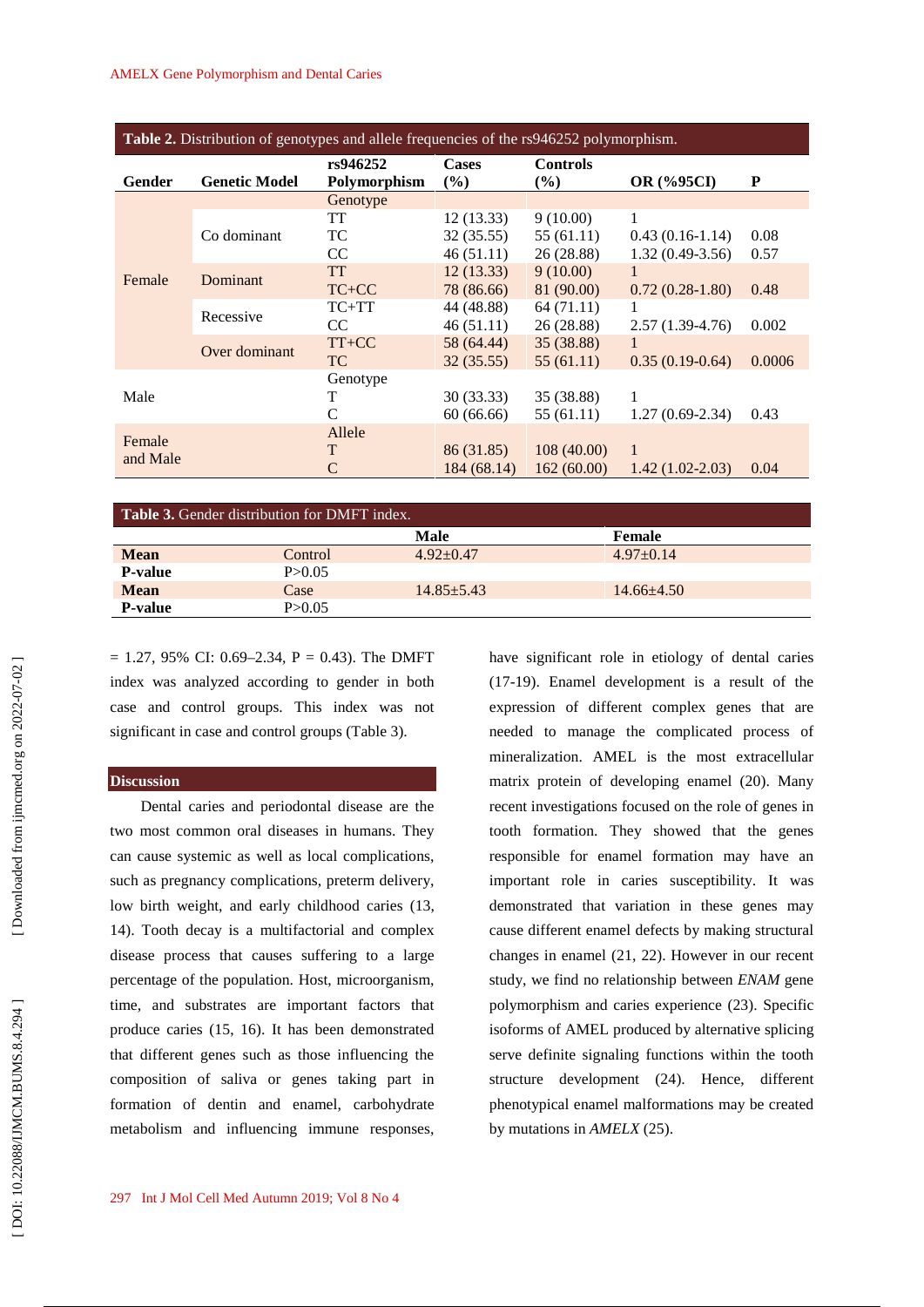**Table 2.** Distribution of genotypes and allele frequencies of the rs946252 polymorphism.

| Gender | Genetic Model | rs946252 Polymorphism | Cases (%) | Controls (%) | OR (%95CI) | P |
|---|---|---|---|---|---|---|
| Female | | Genotype | | | | |
| | Co dominant | TT | 12 (13.33) | 9 (10.00) | 1 | |
| | | TC | 32 (35.55) | 55 (61.11) | 0.43 (0.16-1.14) | 0.08 |
| | | CC | 46 (51.11) | 26 (28.88) | 1.32 (0.49-3.56) | 0.57 |
| | Dominant | TT | 12 (13.33) | 9 (10.00) | 1 | |
| | | TC+CC | 78 (86.66) | 81 (90.00) | 0.72 (0.28-1.80) | 0.48 |
| | Recessive | TC+TT | 44 (48.88) | 64 (71.11) | 1 | |
| | | CC | 46 (51.11) | 26 (28.88) | 2.57 (1.39-4.76) | 0.002 |
| | Over dominant | TT+CC | 58 (64.44) | 35 (38.88) | 1 | |
| | | TC | 32 (35.55) | 55 (61.11) | 0.35 (0.19-0.64) | 0.0006 |
| Male | | Genotype | | | | |
| | | T | 30 (33.33) | 35 (38.88) | 1 | |
| | | C | 60 (66.66) | 55 (61.11) | 1.27 (0.69-2.34) | 0.43 |
| Female and Male | | Allele | | | | |
| | | T | 86 (31.85) | 108 (40.00) | 1 | |
| | | C | 184 (68.14) | 162 (60.00) | 1.42 (1.02-2.03) | 0.04 |

**Table 3.** Gender distribution for DMFT index.

| | | Male | Female |
|---|---|---|---|
| **Mean** | Control | 4.92±0.47 | 4.97±0.14 |
| **P-value** | P>0.05 | | |
| **Mean** | Case | 14.85±5.43 | 14.66±4.50 |
| **P-value** | P>0.05 | | |

= 1.27, 95% CI: 0.69–2.34, P = 0.43). The DMFT index was analyzed according to gender in both case and control groups. This index was not significant in case and control groups (Table 3).

## Discussion

Dental caries and periodontal disease are the two most common oral diseases in humans. They can cause systemic as well as local complications, such as pregnancy complications, preterm delivery, low birth weight, and early childhood caries (13, 14). Tooth decay is a multifactorial and complex disease process that causes suffering to a large percentage of the population. Host, microorganism, time, and substrates are important factors that produce caries (15, 16). It has been demonstrated that different genes such as those influencing the composition of saliva or genes taking part in formation of dentin and enamel, carbohydrate metabolism and influencing immune responses, have significant role in etiology of dental caries (17-19). Enamel development is a result of the expression of different complex genes that are needed to manage the complicated process of mineralization. AMEL is the most extracellular matrix protein of developing enamel (20). Many recent investigations focused on the role of genes in tooth formation. They showed that the genes responsible for enamel formation may have an important role in caries susceptibility. It was demonstrated that variation in these genes may cause different enamel defects by making structural changes in enamel (21, 22). However in our recent study, we find no relationship between *ENAM* gene polymorphism and caries experience (23). Specific isoforms of AMEL produced by alternative splicing serve definite signaling functions within the tooth structure development (24). Hence, different phenotypical enamel malformations may be created by mutations in *AMELX* (25).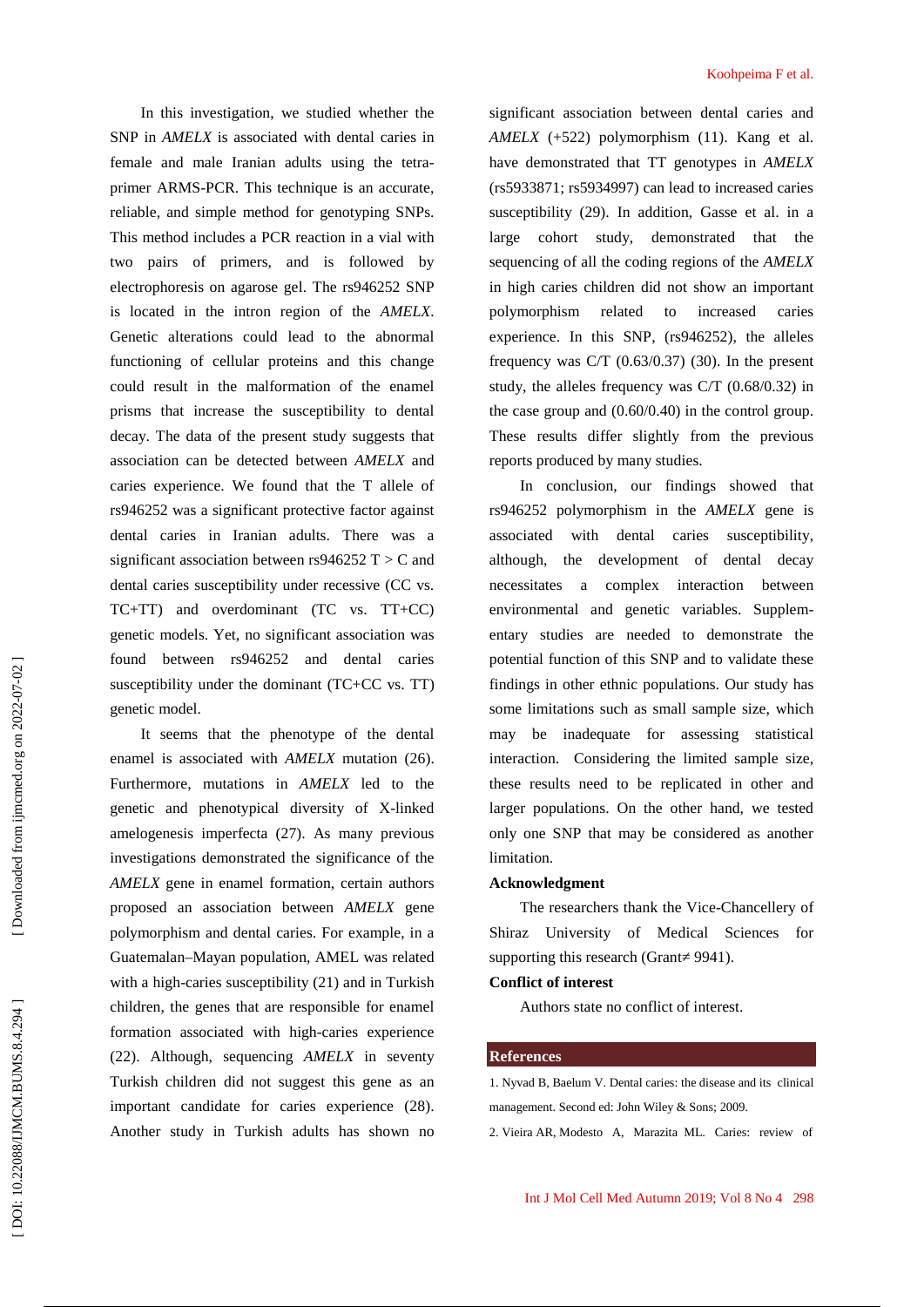In this investigation, we studied whether the SNP in *AMELX* is associated with dental caries in female and male Iranian adults using the tetra-primer ARMS-PCR. This technique is an accurate, reliable, and simple method for genotyping SNPs. This method includes a PCR reaction in a vial with two pairs of primers, and is followed by electrophoresis on agarose gel. The rs946252 SNP is located in the intron region of the *AMELX*. Genetic alterations could lead to the abnormal functioning of cellular proteins and this change could result in the malformation of the enamel prisms that increase the susceptibility to dental decay. The data of the present study suggests that association can be detected between *AMELX* and caries experience. We found that the T allele of rs946252 was a significant protective factor against dental caries in Iranian adults. There was a significant association between rs946252 T > C and dental caries susceptibility under recessive (CC vs. TC+TT) and overdominant (TC vs. TT+CC) genetic models. Yet, no significant association was found between rs946252 and dental caries susceptibility under the dominant (TC+CC vs. TT) genetic model.

It seems that the phenotype of the dental enamel is associated with *AMELX* mutation (26). Furthermore, mutations in *AMELX* led to the genetic and phenotypical diversity of X-linked amelogenesis imperfecta (27). As many previous investigations demonstrated the significance of the *AMELX* gene in enamel formation, certain authors proposed an association between *AMELX* gene polymorphism and dental caries. For example, in a Guatemalan–Mayan population, AMEL was related with a high-caries susceptibility (21) and in Turkish children, the genes that are responsible for enamel formation associated with high-caries experience (22). Although, sequencing *AMELX* in seventy Turkish children did not suggest this gene as an important candidate for caries experience (28). Another study in Turkish adults has shown no significant association between dental caries and *AMELX* (+522) polymorphism (11). Kang et al. have demonstrated that TT genotypes in *AMELX* (rs5933871; rs5934997) can lead to increased caries susceptibility (29). In addition, Gasse et al. in a large cohort study, demonstrated that the sequencing of all the coding regions of the *AMELX* in high caries children did not show an important polymorphism related to increased caries experience. In this SNP, (rs946252), the alleles frequency was C/T (0.63/0.37) (30). In the present study, the alleles frequency was C/T (0.68/0.32) in the case group and (0.60/0.40) in the control group. These results differ slightly from the previous reports produced by many studies.

In conclusion, our findings showed that rs946252 polymorphism in the *AMELX* gene is associated with dental caries susceptibility, although, the development of dental decay necessitates a complex interaction between environmental and genetic variables. Supplementary studies are needed to demonstrate the potential function of this SNP and to validate these findings in other ethnic populations. Our study has some limitations such as small sample size, which may be inadequate for assessing statistical interaction. Considering the limited sample size, these results need to be replicated in other and larger populations. On the other hand, we tested only one SNP that may be considered as another limitation.

## Acknowledgment

The researchers thank the Vice-Chancellery of Shiraz University of Medical Sciences for supporting this research (Grant≠ 9941).

## Conflict of interest

Authors state no conflict of interest.

## References

1. Nyvad B, Baelum V. Dental caries: the disease and its clinical management. Second ed: John Wiley & Sons; 2009.
2. Vieira AR, Modesto A, Marazita ML. Caries: review of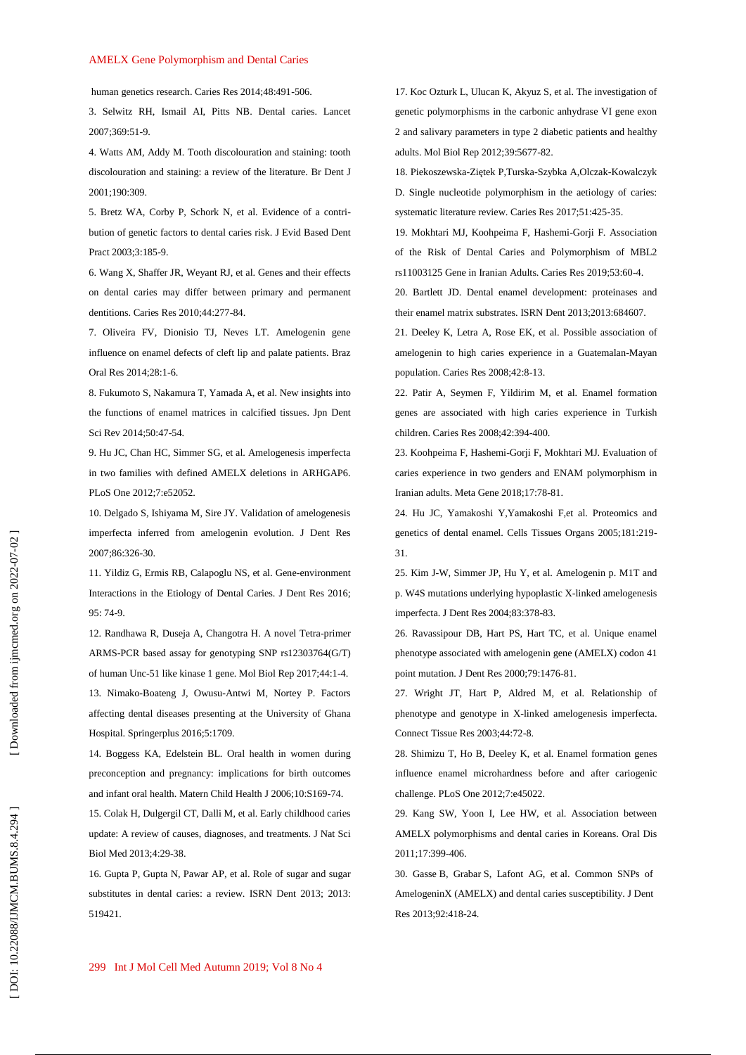human genetics research. Caries Res 2014;48:491-506.

3. Selwitz RH, Ismail AI, Pitts NB. Dental caries. Lancet 2007;369:51-9.

4. Watts AM, Addy M. Tooth discolouration and staining: tooth discolouration and staining: a review of the literature. Br Dent J 2001;190:309.

5. Bretz WA, Corby P, Schork N, et al. Evidence of a contribution of genetic factors to dental caries risk. J Evid Based Dent Pract 2003;3:185-9.

6. Wang X, Shaffer JR, Weyant RJ, et al. Genes and their effects on dental caries may differ between primary and permanent dentitions. Caries Res 2010;44:277-84.

7. Oliveira FV, Dionisio TJ, Neves LT. Amelogenin gene influence on enamel defects of cleft lip and palate patients. Braz Oral Res 2014;28:1-6.

8. Fukumoto S, Nakamura T, Yamada A, et al. New insights into the functions of enamel matrices in calcified tissues. Jpn Dent Sci Rev 2014;50:47-54.

9. Hu JC, Chan HC, Simmer SG, et al. Amelogenesis imperfecta in two families with defined AMELX deletions in ARHGAP6. PLoS One 2012;7:e52052.

10. Delgado S, Ishiyama M, Sire JY. Validation of amelogenesis imperfecta inferred from amelogenin evolution. J Dent Res 2007;86:326-30.

11. Yildiz G, Ermis RB, Calapoglu NS, et al. Gene-environment Interactions in the Etiology of Dental Caries. J Dent Res 2016; 95: 74-9.

12. Randhawa R, Duseja A, Changotra H. A novel Tetra-primer ARMS-PCR based assay for genotyping SNP rs12303764(G/T) of human Unc-51 like kinase 1 gene. Mol Biol Rep 2017;44:1-4.

13. Nimako-Boateng J, Owusu-Antwi M, Nortey P. Factors affecting dental diseases presenting at the University of Ghana Hospital. Springerplus 2016;5:1709.

14. Boggess KA, Edelstein BL. Oral health in women during preconception and pregnancy: implications for birth outcomes and infant oral health. Matern Child Health J 2006;10:S169-74.

15. Colak H, Dulgergil CT, Dalli M, et al. Early childhood caries update: A review of causes, diagnoses, and treatments. J Nat Sci Biol Med 2013;4:29-38.

16. Gupta P, Gupta N, Pawar AP, et al. Role of sugar and sugar substitutes in dental caries: a review. ISRN Dent 2013; 2013: 519421.

17. Koc Ozturk L, Ulucan K, Akyuz S, et al. The investigation of genetic polymorphisms in the carbonic anhydrase VI gene exon 2 and salivary parameters in type 2 diabetic patients and healthy adults. Mol Biol Rep 2012;39:5677-82.

18. Piekoszewska-Ziętek P,Turska-Szybka A,Olczak-Kowalczyk D. Single nucleotide polymorphism in the aetiology of caries: systematic literature review. Caries Res 2017;51:425-35.

19. Mokhtari MJ, Koohpeima F, Hashemi-Gorji F. Association of the Risk of Dental Caries and Polymorphism of MBL2 rs11003125 Gene in Iranian Adults. Caries Res 2019;53:60-4.

20. Bartlett JD. Dental enamel development: proteinases and their enamel matrix substrates. ISRN Dent 2013;2013:684607.

21. Deeley K, Letra A, Rose EK, et al. Possible association of amelogenin to high caries experience in a Guatemalan-Mayan population. Caries Res 2008;42:8-13.

22. Patir A, Seymen F, Yildirim M, et al. Enamel formation genes are associated with high caries experience in Turkish children. Caries Res 2008;42:394-400.

23. Koohpeima F, Hashemi-Gorji F, Mokhtari MJ. Evaluation of caries experience in two genders and ENAM polymorphism in Iranian adults. Meta Gene 2018;17:78-81.

24. Hu JC, Yamakoshi Y,Yamakoshi F,et al. Proteomics and genetics of dental enamel. Cells Tissues Organs 2005;181:219-31.

25. Kim J-W, Simmer JP, Hu Y, et al. Amelogenin p. M1T and p. W4S mutations underlying hypoplastic X-linked amelogenesis imperfecta. J Dent Res 2004;83:378-83.

26. Ravassipour DB, Hart PS, Hart TC, et al. Unique enamel phenotype associated with amelogenin gene (AMELX) codon 41 point mutation. J Dent Res 2000;79:1476-81.

27. Wright JT, Hart P, Aldred M, et al. Relationship of phenotype and genotype in X-linked amelogenesis imperfecta. Connect Tissue Res 2003;44:72-8.

28. Shimizu T, Ho B, Deeley K, et al. Enamel formation genes influence enamel microhardness before and after cariogenic challenge. PLoS One 2012;7:e45022.

29. Kang SW, Yoon I, Lee HW, et al. Association between AMELX polymorphisms and dental caries in Koreans. Oral Dis 2011;17:399-406.

30. Gasse B, Grabar S, Lafont AG, et al. Common SNPs of AmelogeninX (AMELX) and dental caries susceptibility. J Dent Res 2013;92:418-24.